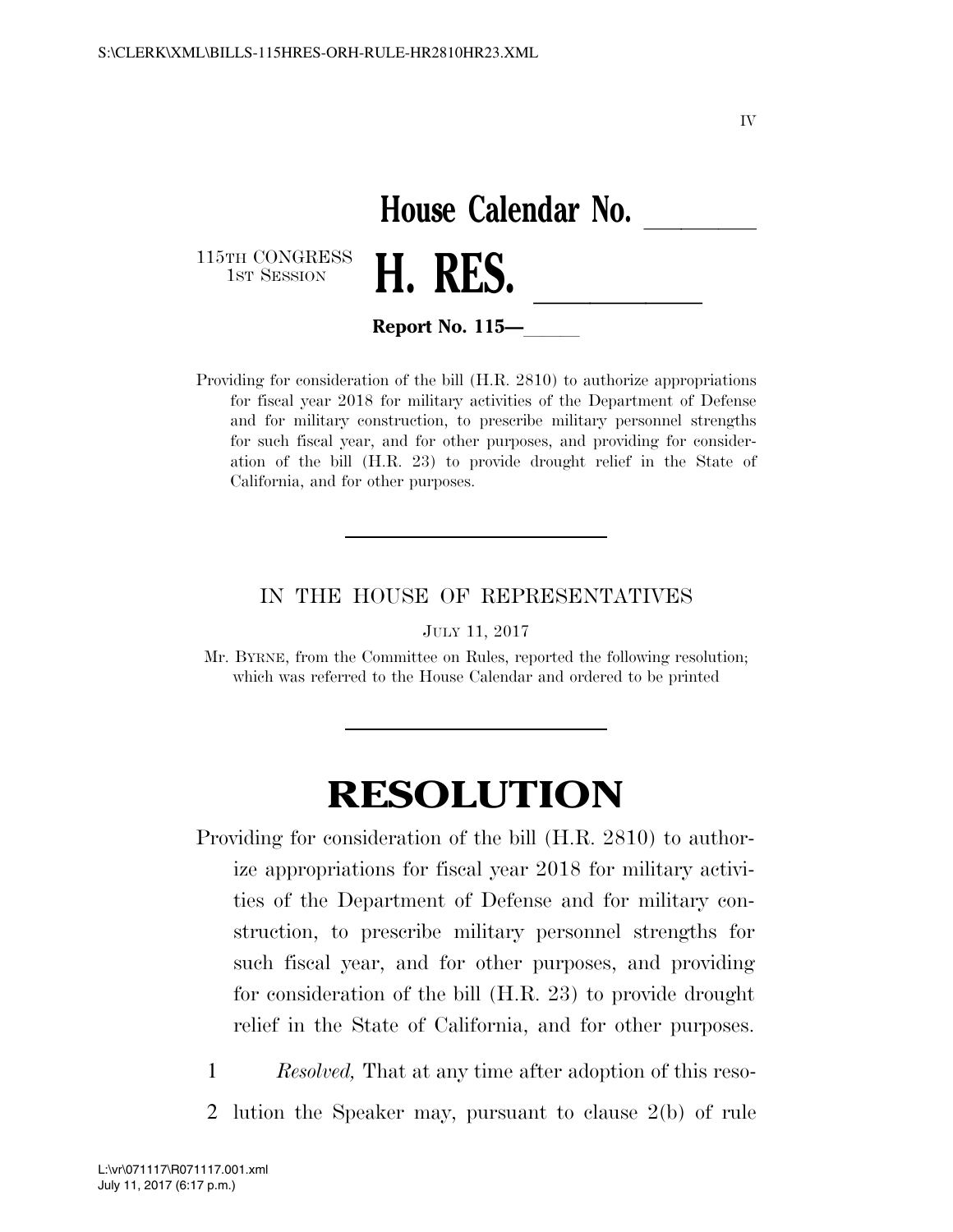IV

# House Calendar No. \_\_\_\_\_\_

115TH CONGRESS
1ST SESSION

# H. RES. \_\_\_\_\_\_

**Report No. 115—\_\_\_\_\_\_**

Providing for consideration of the bill (H.R. 2810) to authorize appropriations for fiscal year 2018 for military activities of the Department of Defense and for military construction, to prescribe military personnel strengths for such fiscal year, and for other purposes, and providing for consideration of the bill (H.R. 23) to provide drought relief in the State of California, and for other purposes.

---

IN THE HOUSE OF REPRESENTATIVES

JULY 11, 2017

Mr. BYRNE, from the Committee on Rules, reported the following resolution; which was referred to the House Calendar and ordered to be printed

---

# RESOLUTION

Providing for consideration of the bill (H.R. 2810) to authorize appropriations for fiscal year 2018 for military activities of the Department of Defense and for military construction, to prescribe military personnel strengths for such fiscal year, and for other purposes, and providing for consideration of the bill (H.R. 23) to provide drought relief in the State of California, and for other purposes.

1 *Resolved,* That at any time after adoption of this reso-
2 lution the Speaker may, pursuant to clause 2(b) of rule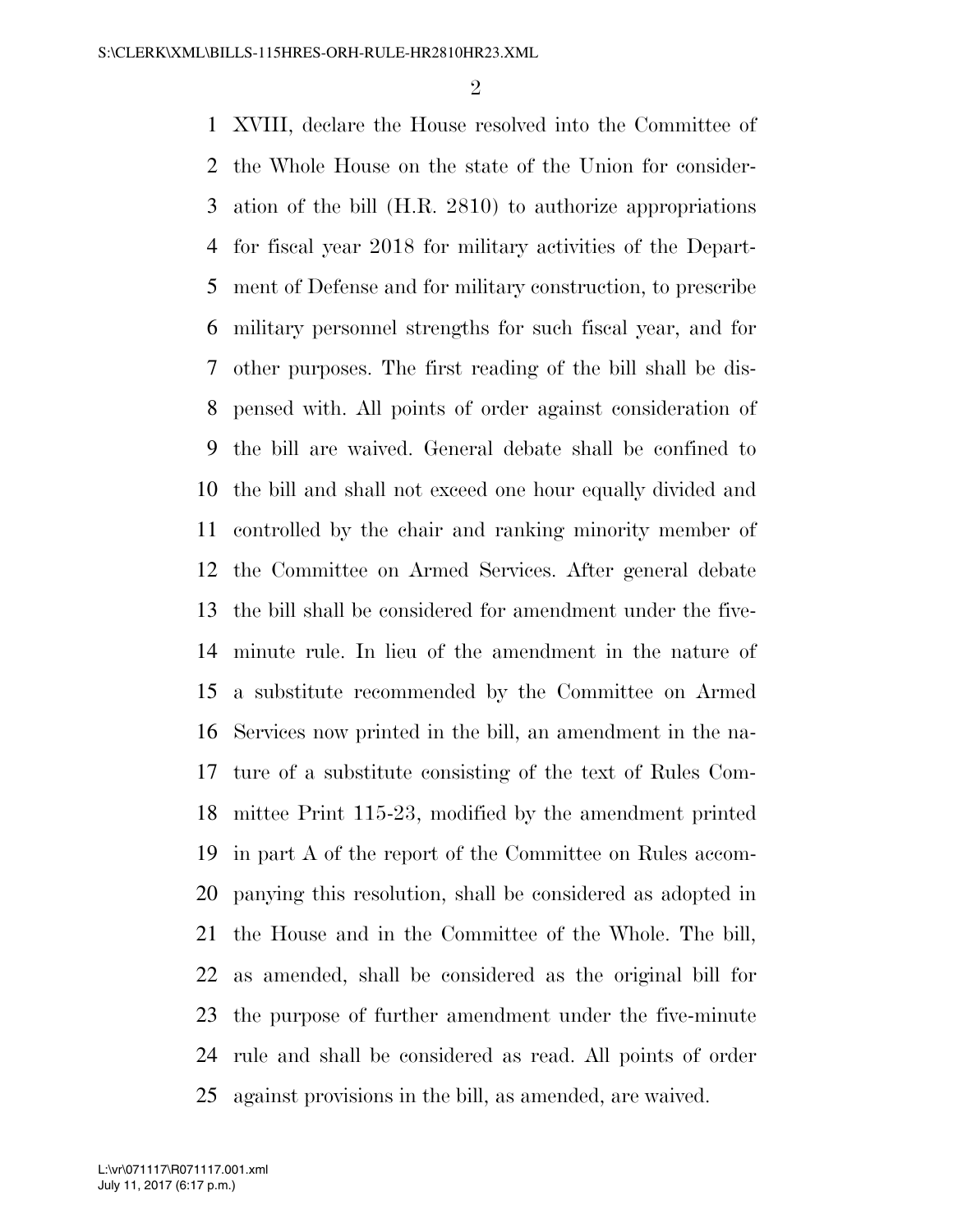XVIII, declare the House resolved into the Committee of the Whole House on the state of the Union for consideration of the bill (H.R. 2810) to authorize appropriations for fiscal year 2018 for military activities of the Department of Defense and for military construction, to prescribe military personnel strengths for such fiscal year, and for other purposes. The first reading of the bill shall be dispensed with. All points of order against consideration of the bill are waived. General debate shall be confined to the bill and shall not exceed one hour equally divided and controlled by the chair and ranking minority member of the Committee on Armed Services. After general debate the bill shall be considered for amendment under the five-minute rule. In lieu of the amendment in the nature of a substitute recommended by the Committee on Armed Services now printed in the bill, an amendment in the nature of a substitute consisting of the text of Rules Committee Print 115-23, modified by the amendment printed in part A of the report of the Committee on Rules accompanying this resolution, shall be considered as adopted in the House and in the Committee of the Whole. The bill, as amended, shall be considered as the original bill for the purpose of further amendment under the five-minute rule and shall be considered as read. All points of order against provisions in the bill, as amended, are waived.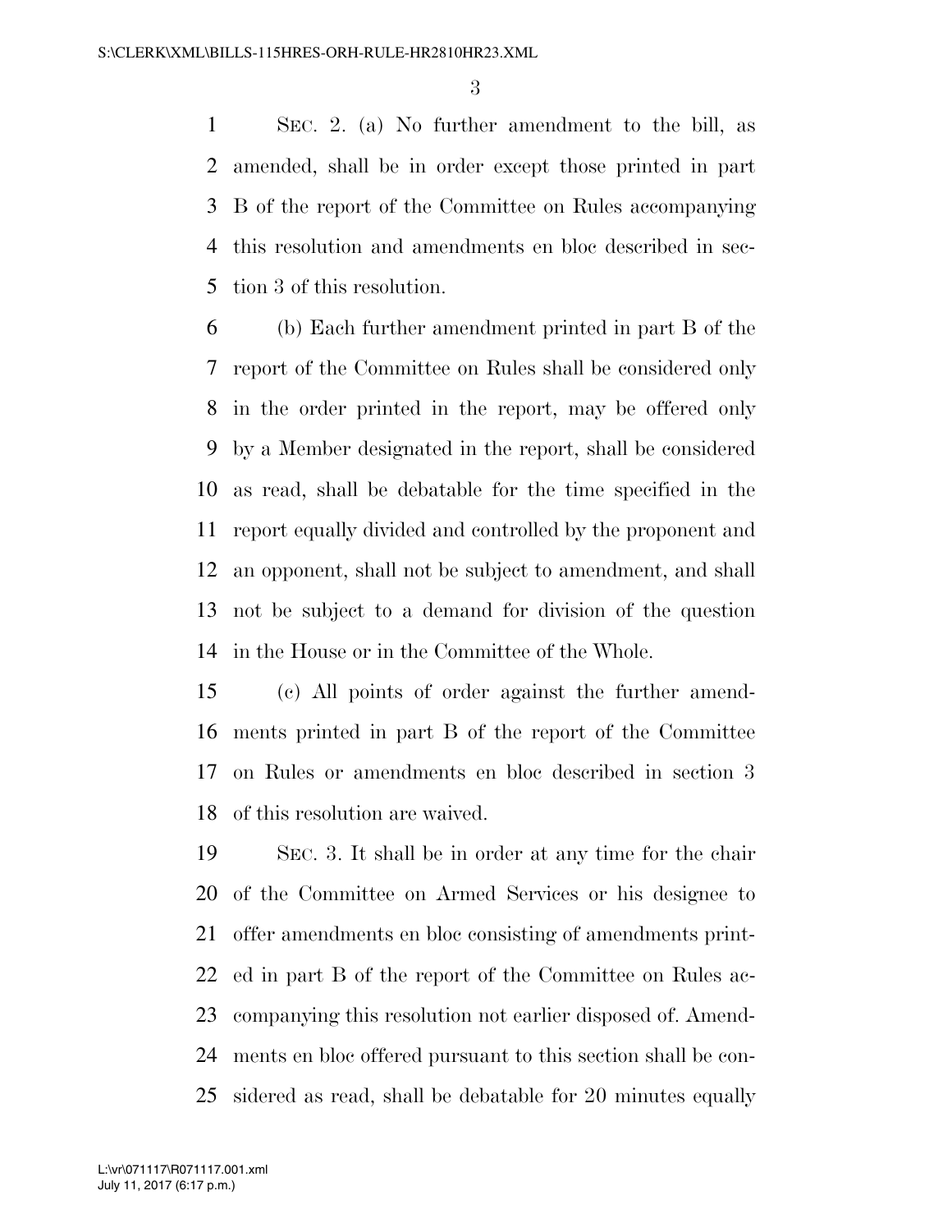SEC. 2. (a) No further amendment to the bill, as amended, shall be in order except those printed in part B of the report of the Committee on Rules accompanying this resolution and amendments en bloc described in section 3 of this resolution.

(b) Each further amendment printed in part B of the report of the Committee on Rules shall be considered only in the order printed in the report, may be offered only by a Member designated in the report, shall be considered as read, shall be debatable for the time specified in the report equally divided and controlled by the proponent and an opponent, shall not be subject to amendment, and shall not be subject to a demand for division of the question in the House or in the Committee of the Whole.

(c) All points of order against the further amendments printed in part B of the report of the Committee on Rules or amendments en bloc described in section 3 of this resolution are waived.

SEC. 3. It shall be in order at any time for the chair of the Committee on Armed Services or his designee to offer amendments en bloc consisting of amendments printed in part B of the report of the Committee on Rules accompanying this resolution not earlier disposed of. Amendments en bloc offered pursuant to this section shall be considered as read, shall be debatable for 20 minutes equally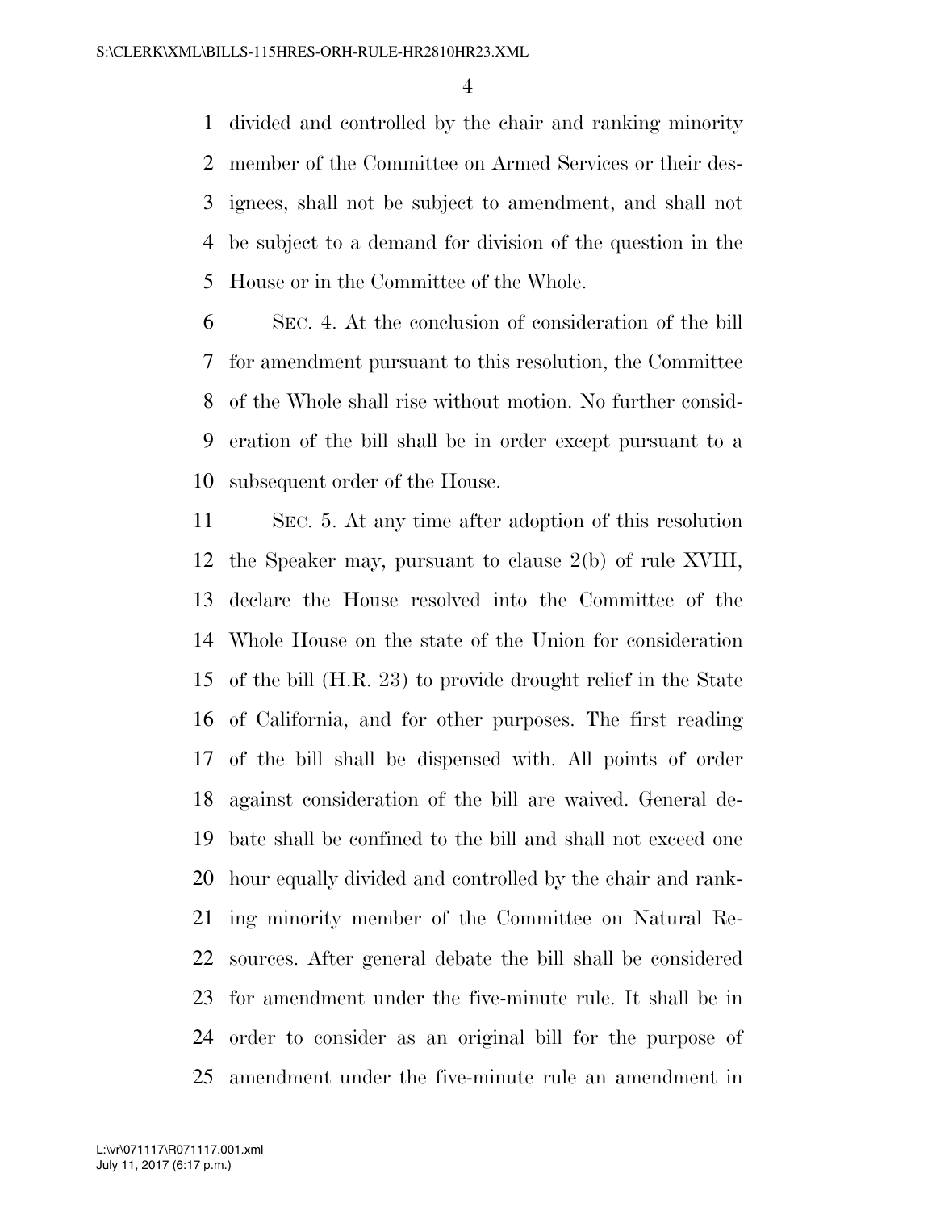divided and controlled by the chair and ranking minority member of the Committee on Armed Services or their designees, shall not be subject to amendment, and shall not be subject to a demand for division of the question in the House or in the Committee of the Whole.

SEC. 4. At the conclusion of consideration of the bill for amendment pursuant to this resolution, the Committee of the Whole shall rise without motion. No further consideration of the bill shall be in order except pursuant to a subsequent order of the House.

SEC. 5. At any time after adoption of this resolution the Speaker may, pursuant to clause 2(b) of rule XVIII, declare the House resolved into the Committee of the Whole House on the state of the Union for consideration of the bill (H.R. 23) to provide drought relief in the State of California, and for other purposes. The first reading of the bill shall be dispensed with. All points of order against consideration of the bill are waived. General debate shall be confined to the bill and shall not exceed one hour equally divided and controlled by the chair and ranking minority member of the Committee on Natural Resources. After general debate the bill shall be considered for amendment under the five-minute rule. It shall be in order to consider as an original bill for the purpose of amendment under the five-minute rule an amendment in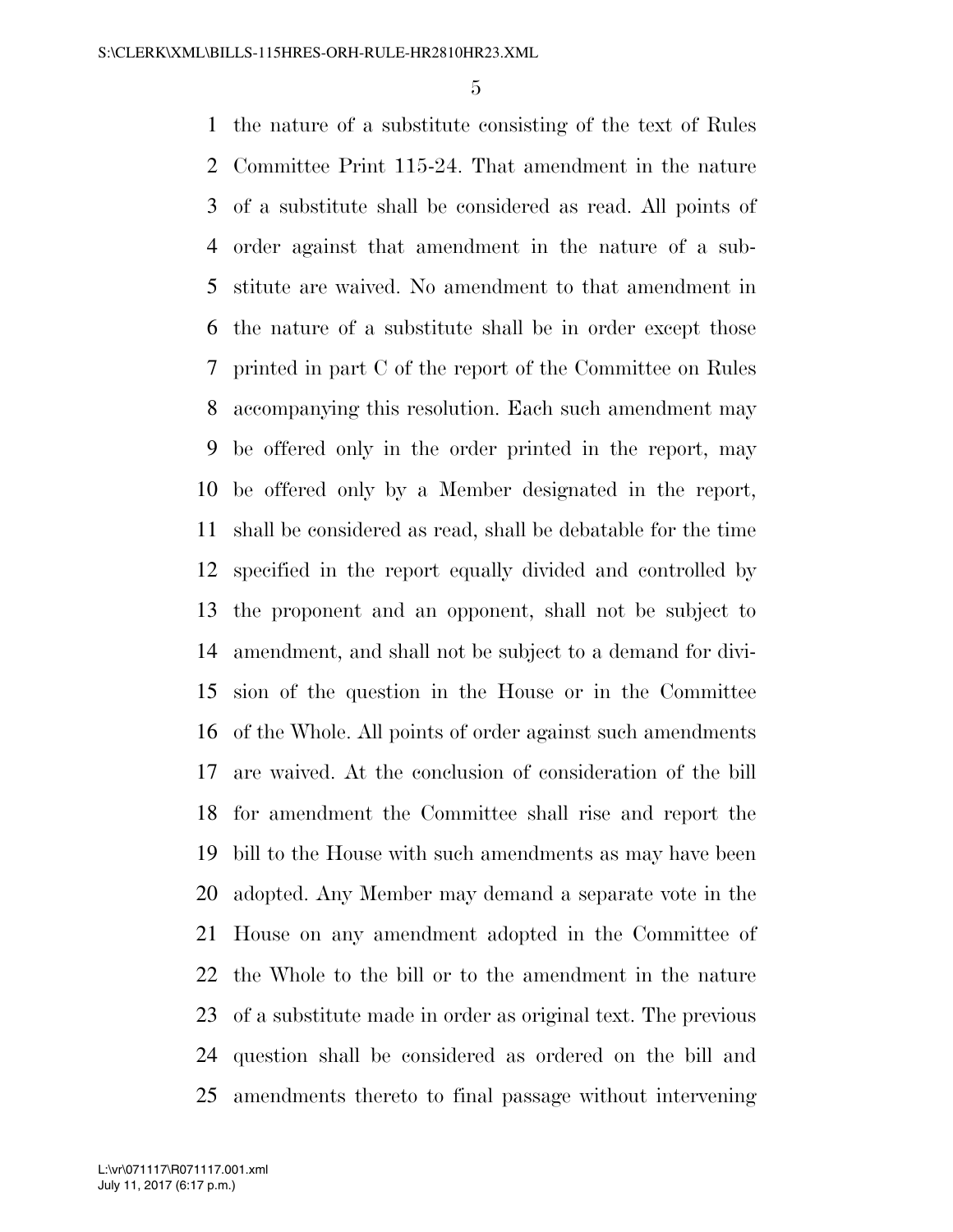the nature of a substitute consisting of the text of Rules Committee Print 115-24. That amendment in the nature of a substitute shall be considered as read. All points of order against that amendment in the nature of a substitute are waived. No amendment to that amendment in the nature of a substitute shall be in order except those printed in part C of the report of the Committee on Rules accompanying this resolution. Each such amendment may be offered only in the order printed in the report, may be offered only by a Member designated in the report, shall be considered as read, shall be debatable for the time specified in the report equally divided and controlled by the proponent and an opponent, shall not be subject to amendment, and shall not be subject to a demand for division of the question in the House or in the Committee of the Whole. All points of order against such amendments are waived. At the conclusion of consideration of the bill for amendment the Committee shall rise and report the bill to the House with such amendments as may have been adopted. Any Member may demand a separate vote in the House on any amendment adopted in the Committee of the Whole to the bill or to the amendment in the nature of a substitute made in order as original text. The previous question shall be considered as ordered on the bill and amendments thereto to final passage without intervening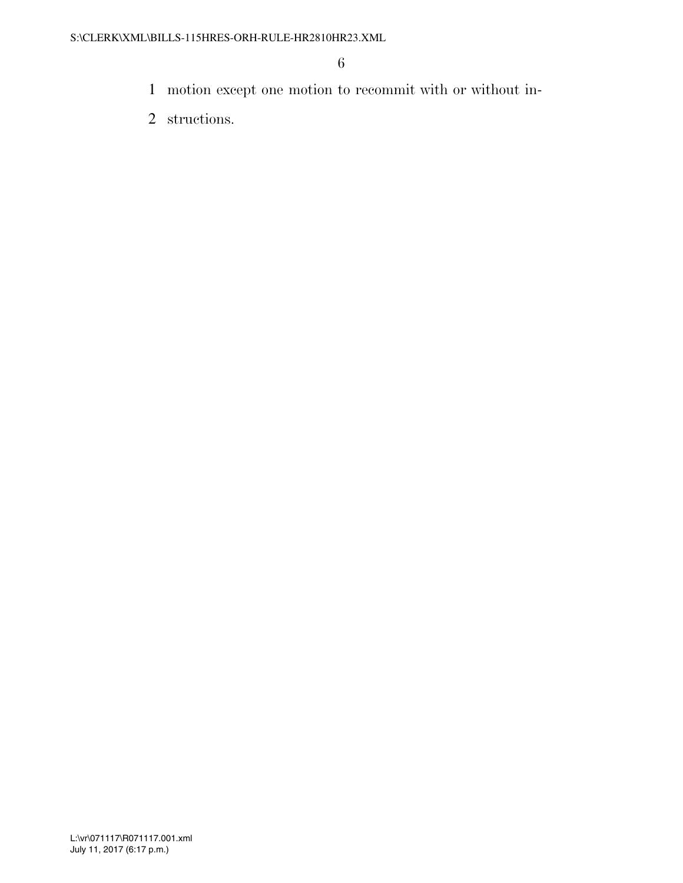motion except one motion to recommit with or without instructions.